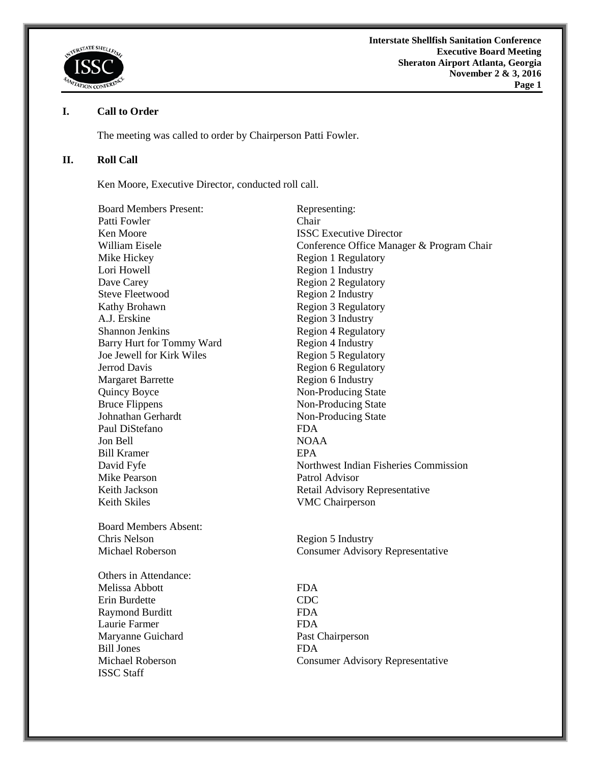## I. Call to Order

The meeting was called to order by Chairperson Patti Fowler.

## II. Roll Call

Ken Moore, Executive Director, conducted roll call.

| Board Members Present: | Representing: |
|---|---|
| Patti Fowler | Chair |
| Ken Moore | ISSC Executive Director |
| William Eisele | Conference Office Manager & Program Chair |
| Mike Hickey | Region 1 Regulatory |
| Lori Howell | Region 1 Industry |
| Dave Carey | Region 2 Regulatory |
| Steve Fleetwood | Region 2 Industry |
| Kathy Brohawn | Region 3 Regulatory |
| A.J. Erskine | Region 3 Industry |
| Shannon Jenkins | Region 4 Regulatory |
| Barry Hurt for Tommy Ward | Region 4 Industry |
| Joe Jewell for Kirk Wiles | Region 5 Regulatory |
| Jerrod Davis | Region 6 Regulatory |
| Margaret Barrette | Region 6 Industry |
| Quincy Boyce | Non-Producing State |
| Bruce Flippens | Non-Producing State |
| Johnathan Gerhardt | Non-Producing State |
| Paul DiStefano | FDA |
| Jon Bell | NOAA |
| Bill Kramer | EPA |
| David Fyfe | Northwest Indian Fisheries Commission |
| Mike Pearson | Patrol Advisor |
| Keith Jackson | Retail Advisory Representative |
| Keith Skiles | VMC Chairperson |

| Board Members Absent: | |
|---|---|
| Chris Nelson | Region 5 Industry |
| Michael Roberson | Consumer Advisory Representative |

| Others in Attendance: | |
|---|---|
| Melissa Abbott | FDA |
| Erin Burdette | CDC |
| Raymond Burditt | FDA |
| Laurie Farmer | FDA |
| Maryanne Guichard | Past Chairperson |
| Bill Jones | FDA |
| Michael Roberson | Consumer Advisory Representative |
| ISSC Staff | |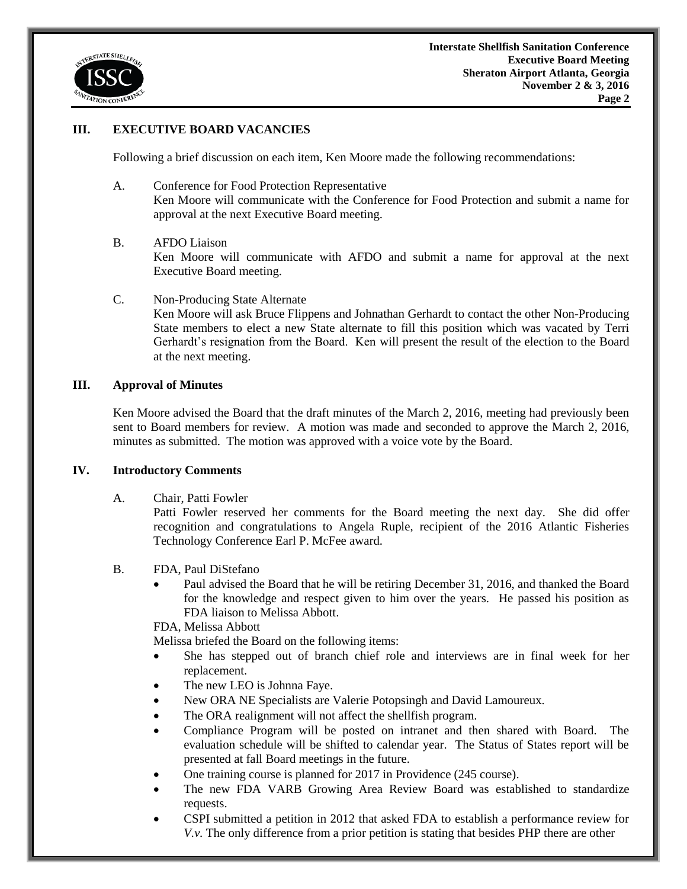## III. EXECUTIVE BOARD VACANCIES

Following a brief discussion on each item, Ken Moore made the following recommendations:

A. Conference for Food Protection Representative
Ken Moore will communicate with the Conference for Food Protection and submit a name for approval at the next Executive Board meeting.

B. AFDO Liaison
Ken Moore will communicate with AFDO and submit a name for approval at the next Executive Board meeting.

C. Non-Producing State Alternate
Ken Moore will ask Bruce Flippens and Johnathan Gerhardt to contact the other Non-Producing State members to elect a new State alternate to fill this position which was vacated by Terri Gerhardt's resignation from the Board. Ken will present the result of the election to the Board at the next meeting.

## III. Approval of Minutes

Ken Moore advised the Board that the draft minutes of the March 2, 2016, meeting had previously been sent to Board members for review. A motion was made and seconded to approve the March 2, 2016, minutes as submitted. The motion was approved with a voice vote by the Board.

## IV. Introductory Comments

A. Chair, Patti Fowler
Patti Fowler reserved her comments for the Board meeting the next day. She did offer recognition and congratulations to Angela Ruple, recipient of the 2016 Atlantic Fisheries Technology Conference Earl P. McFee award.

B. FDA, Paul DiStefano

- Paul advised the Board that he will be retiring December 31, 2016, and thanked the Board for the knowledge and respect given to him over the years. He passed his position as FDA liaison to Melissa Abbott.

FDA, Melissa Abbott

Melissa briefed the Board on the following items:

- She has stepped out of branch chief role and interviews are in final week for her replacement.
- The new LEO is Johnna Faye.
- New ORA NE Specialists are Valerie Potopsingh and David Lamoureux.
- The ORA realignment will not affect the shellfish program.
- Compliance Program will be posted on intranet and then shared with Board. The evaluation schedule will be shifted to calendar year. The Status of States report will be presented at fall Board meetings in the future.
- One training course is planned for 2017 in Providence (245 course).
- The new FDA VARB Growing Area Review Board was established to standardize requests.
- CSPI submitted a petition in 2012 that asked FDA to establish a performance review for *V.v.* The only difference from a prior petition is stating that besides PHP there are other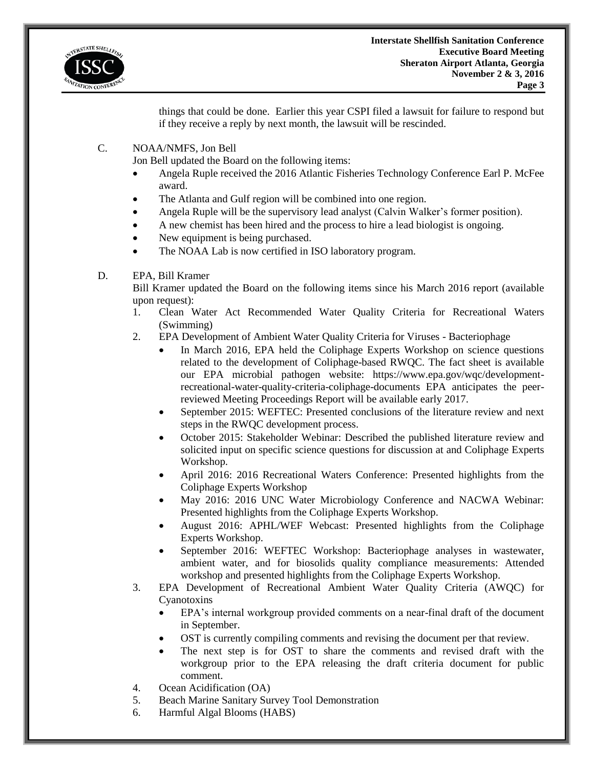things that could be done. Earlier this year CSPI filed a lawsuit for failure to respond but if they receive a reply by next month, the lawsuit will be rescinded.

C. NOAA/NMFS, Jon Bell

Jon Bell updated the Board on the following items:

- Angela Ruple received the 2016 Atlantic Fisheries Technology Conference Earl P. McFee award.
- The Atlanta and Gulf region will be combined into one region.
- Angela Ruple will be the supervisory lead analyst (Calvin Walker's former position).
- A new chemist has been hired and the process to hire a lead biologist is ongoing.
- New equipment is being purchased.
- The NOAA Lab is now certified in ISO laboratory program.

D. EPA, Bill Kramer

Bill Kramer updated the Board on the following items since his March 2016 report (available upon request):

1. Clean Water Act Recommended Water Quality Criteria for Recreational Waters (Swimming)
2. EPA Development of Ambient Water Quality Criteria for Viruses - Bacteriophage
   - In March 2016, EPA held the Coliphage Experts Workshop on science questions related to the development of Coliphage-based RWQC. The fact sheet is available our EPA microbial pathogen website: https://www.epa.gov/wqc/development-recreational-water-quality-criteria-coliphage-documents EPA anticipates the peer-reviewed Meeting Proceedings Report will be available early 2017.
   - September 2015: WEFTEC: Presented conclusions of the literature review and next steps in the RWQC development process.
   - October 2015: Stakeholder Webinar: Described the published literature review and solicited input on specific science questions for discussion at and Coliphage Experts Workshop.
   - April 2016: 2016 Recreational Waters Conference: Presented highlights from the Coliphage Experts Workshop
   - May 2016: 2016 UNC Water Microbiology Conference and NACWA Webinar: Presented highlights from the Coliphage Experts Workshop.
   - August 2016: APHL/WEF Webcast: Presented highlights from the Coliphage Experts Workshop.
   - September 2016: WEFTEC Workshop: Bacteriophage analyses in wastewater, ambient water, and for biosolids quality compliance measurements: Attended workshop and presented highlights from the Coliphage Experts Workshop.
3. EPA Development of Recreational Ambient Water Quality Criteria (AWQC) for Cyanotoxins
   - EPA's internal workgroup provided comments on a near-final draft of the document in September.
   - OST is currently compiling comments and revising the document per that review.
   - The next step is for OST to share the comments and revised draft with the workgroup prior to the EPA releasing the draft criteria document for public comment.
4. Ocean Acidification (OA)
5. Beach Marine Sanitary Survey Tool Demonstration
6. Harmful Algal Blooms (HABS)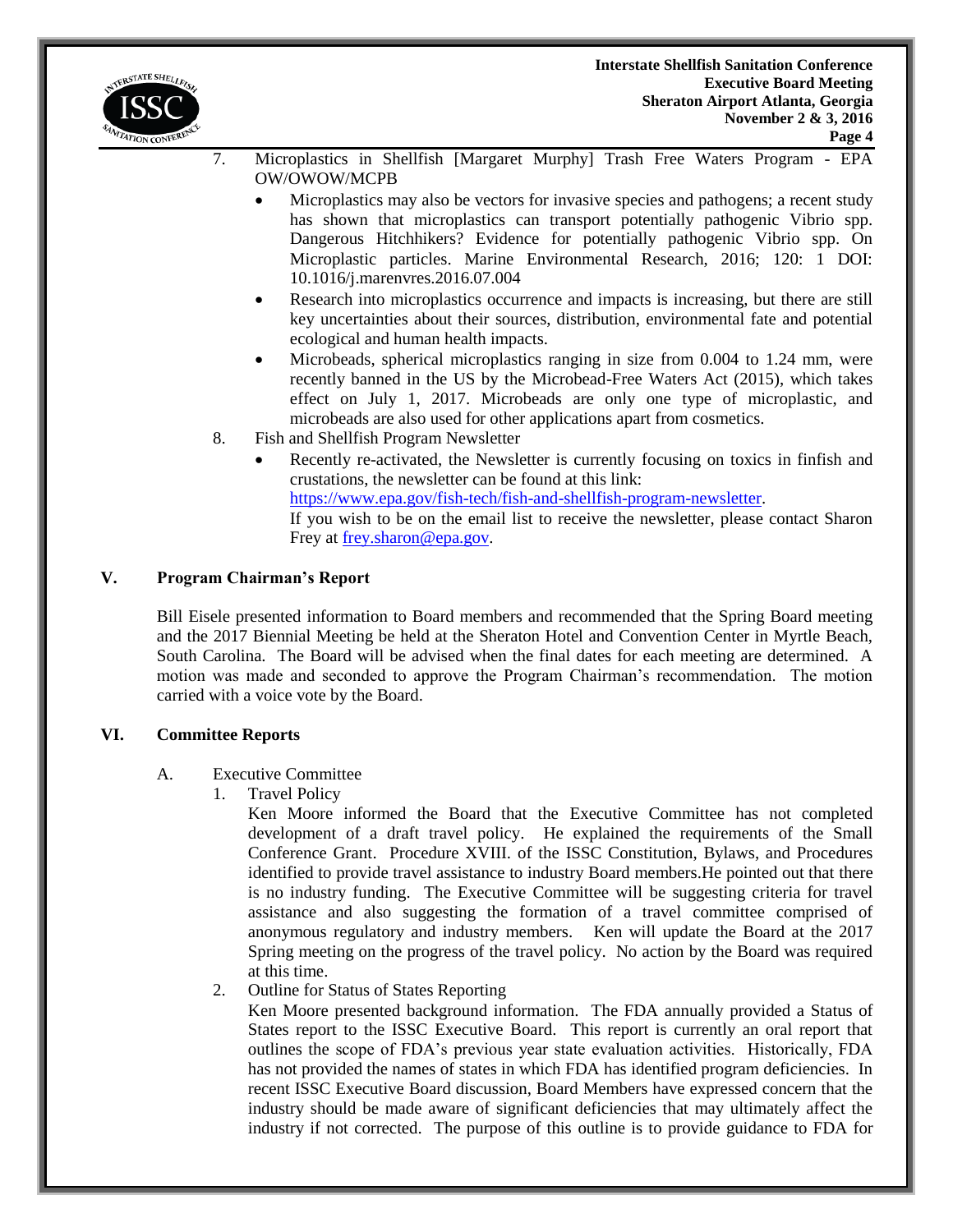7. Microplastics in Shellfish [Margaret Murphy] Trash Free Waters Program - EPA OW/OWOW/MCPB
   - Microplastics may also be vectors for invasive species and pathogens; a recent study has shown that microplastics can transport potentially pathogenic Vibrio spp. Dangerous Hitchhikers? Evidence for potentially pathogenic Vibrio spp. On Microplastic particles. Marine Environmental Research, 2016; 120: 1 DOI: 10.1016/j.marenvres.2016.07.004
   - Research into microplastics occurrence and impacts is increasing, but there are still key uncertainties about their sources, distribution, environmental fate and potential ecological and human health impacts.
   - Microbeads, spherical microplastics ranging in size from 0.004 to 1.24 mm, were recently banned in the US by the Microbead-Free Waters Act (2015), which takes effect on July 1, 2017. Microbeads are only one type of microplastic, and microbeads are also used for other applications apart from cosmetics.
8. Fish and Shellfish Program Newsletter
   - Recently re-activated, the Newsletter is currently focusing on toxics in finfish and crustations, the newsletter can be found at this link: https://www.epa.gov/fish-tech/fish-and-shellfish-program-newsletter.
     If you wish to be on the email list to receive the newsletter, please contact Sharon Frey at frey.sharon@epa.gov.

## V. Program Chairman's Report

Bill Eisele presented information to Board members and recommended that the Spring Board meeting and the 2017 Biennial Meeting be held at the Sheraton Hotel and Convention Center in Myrtle Beach, South Carolina. The Board will be advised when the final dates for each meeting are determined. A motion was made and seconded to approve the Program Chairman's recommendation. The motion carried with a voice vote by the Board.

## VI. Committee Reports

A. Executive Committee

1. Travel Policy

   Ken Moore informed the Board that the Executive Committee has not completed development of a draft travel policy. He explained the requirements of the Small Conference Grant. Procedure XVIII. of the ISSC Constitution, Bylaws, and Procedures identified to provide travel assistance to industry Board members.He pointed out that there is no industry funding. The Executive Committee will be suggesting criteria for travel assistance and also suggesting the formation of a travel committee comprised of anonymous regulatory and industry members. Ken will update the Board at the 2017 Spring meeting on the progress of the travel policy. No action by the Board was required at this time.

2. Outline for Status of States Reporting

   Ken Moore presented background information. The FDA annually provided a Status of States report to the ISSC Executive Board. This report is currently an oral report that outlines the scope of FDA's previous year state evaluation activities. Historically, FDA has not provided the names of states in which FDA has identified program deficiencies. In recent ISSC Executive Board discussion, Board Members have expressed concern that the industry should be made aware of significant deficiencies that may ultimately affect the industry if not corrected. The purpose of this outline is to provide guidance to FDA for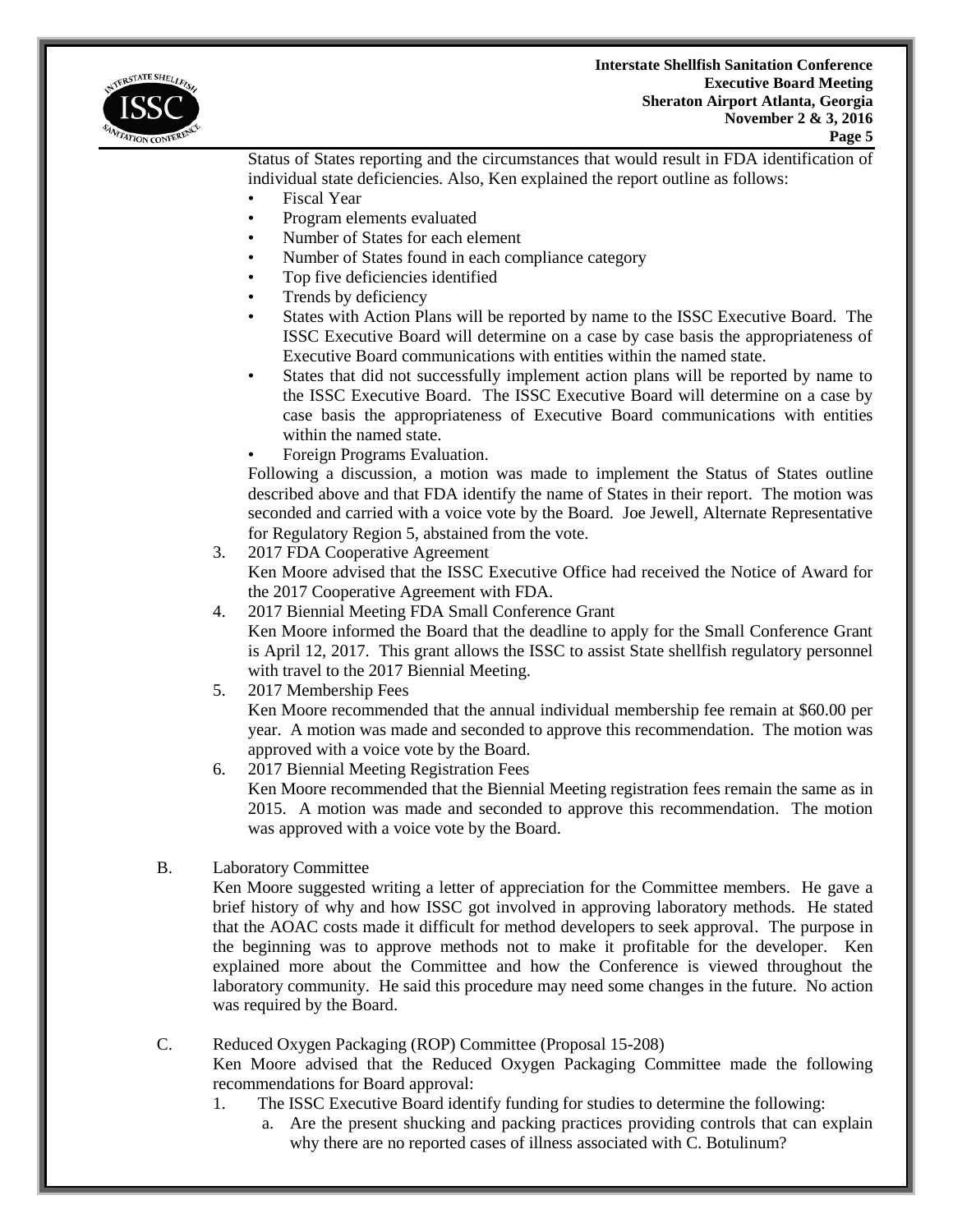Status of States reporting and the circumstances that would result in FDA identification of individual state deficiencies. Also, Ken explained the report outline as follows:

- Fiscal Year
- Program elements evaluated
- Number of States for each element
- Number of States found in each compliance category
- Top five deficiencies identified
- Trends by deficiency
- States with Action Plans will be reported by name to the ISSC Executive Board. The ISSC Executive Board will determine on a case by case basis the appropriateness of Executive Board communications with entities within the named state.
- States that did not successfully implement action plans will be reported by name to the ISSC Executive Board. The ISSC Executive Board will determine on a case by case basis the appropriateness of Executive Board communications with entities within the named state.
- Foreign Programs Evaluation.

Following a discussion, a motion was made to implement the Status of States outline described above and that FDA identify the name of States in their report. The motion was seconded and carried with a voice vote by the Board. Joe Jewell, Alternate Representative for Regulatory Region 5, abstained from the vote.

3. 2017 FDA Cooperative Agreement
   Ken Moore advised that the ISSC Executive Office had received the Notice of Award for the 2017 Cooperative Agreement with FDA.
4. 2017 Biennial Meeting FDA Small Conference Grant
   Ken Moore informed the Board that the deadline to apply for the Small Conference Grant is April 12, 2017. This grant allows the ISSC to assist State shellfish regulatory personnel with travel to the 2017 Biennial Meeting.
5. 2017 Membership Fees
   Ken Moore recommended that the annual individual membership fee remain at $60.00 per year. A motion was made and seconded to approve this recommendation. The motion was approved with a voice vote by the Board.
6. 2017 Biennial Meeting Registration Fees
   Ken Moore recommended that the Biennial Meeting registration fees remain the same as in 2015. A motion was made and seconded to approve this recommendation. The motion was approved with a voice vote by the Board.

B. Laboratory Committee

Ken Moore suggested writing a letter of appreciation for the Committee members. He gave a brief history of why and how ISSC got involved in approving laboratory methods. He stated that the AOAC costs made it difficult for method developers to seek approval. The purpose in the beginning was to approve methods not to make it profitable for the developer. Ken explained more about the Committee and how the Conference is viewed throughout the laboratory community. He said this procedure may need some changes in the future. No action was required by the Board.

C. Reduced Oxygen Packaging (ROP) Committee (Proposal 15-208)

Ken Moore advised that the Reduced Oxygen Packaging Committee made the following recommendations for Board approval:

1. The ISSC Executive Board identify funding for studies to determine the following:
   a. Are the present shucking and packing practices providing controls that can explain why there are no reported cases of illness associated with C. Botulinum?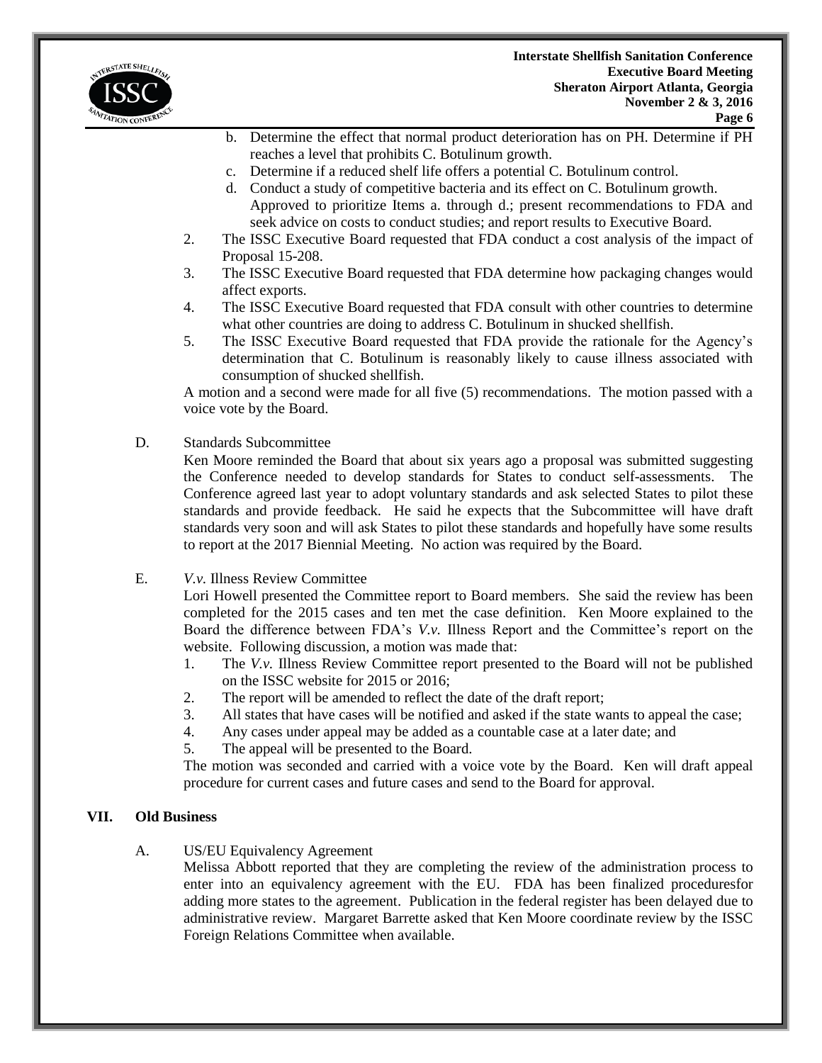b. Determine the effect that normal product deterioration has on PH. Determine if PH reaches a level that prohibits C. Botulinum growth.
c. Determine if a reduced shelf life offers a potential C. Botulinum control.
d. Conduct a study of competitive bacteria and its effect on C. Botulinum growth.
Approved to prioritize Items a. through d.; present recommendations to FDA and seek advice on costs to conduct studies; and report results to Executive Board.

2. The ISSC Executive Board requested that FDA conduct a cost analysis of the impact of Proposal 15-208.
3. The ISSC Executive Board requested that FDA determine how packaging changes would affect exports.
4. The ISSC Executive Board requested that FDA consult with other countries to determine what other countries are doing to address C. Botulinum in shucked shellfish.
5. The ISSC Executive Board requested that FDA provide the rationale for the Agency's determination that C. Botulinum is reasonably likely to cause illness associated with consumption of shucked shellfish.

A motion and a second were made for all five (5) recommendations. The motion passed with a voice vote by the Board.

D. Standards Subcommittee

Ken Moore reminded the Board that about six years ago a proposal was submitted suggesting the Conference needed to develop standards for States to conduct self-assessments. The Conference agreed last year to adopt voluntary standards and ask selected States to pilot these standards and provide feedback. He said he expects that the Subcommittee will have draft standards very soon and will ask States to pilot these standards and hopefully have some results to report at the 2017 Biennial Meeting. No action was required by the Board.

E. *V.v.* Illness Review Committee

Lori Howell presented the Committee report to Board members. She said the review has been completed for the 2015 cases and ten met the case definition. Ken Moore explained to the Board the difference between FDA's *V.v.* Illness Report and the Committee's report on the website. Following discussion, a motion was made that:

1. The *V.v.* Illness Review Committee report presented to the Board will not be published on the ISSC website for 2015 or 2016;
2. The report will be amended to reflect the date of the draft report;
3. All states that have cases will be notified and asked if the state wants to appeal the case;
4. Any cases under appeal may be added as a countable case at a later date; and
5. The appeal will be presented to the Board.

The motion was seconded and carried with a voice vote by the Board. Ken will draft appeal procedure for current cases and future cases and send to the Board for approval.

## VII. Old Business

A. US/EU Equivalency Agreement

Melissa Abbott reported that they are completing the review of the administration process to enter into an equivalency agreement with the EU. FDA has been finalized proceduresfor adding more states to the agreement. Publication in the federal register has been delayed due to administrative review. Margaret Barrette asked that Ken Moore coordinate review by the ISSC Foreign Relations Committee when available.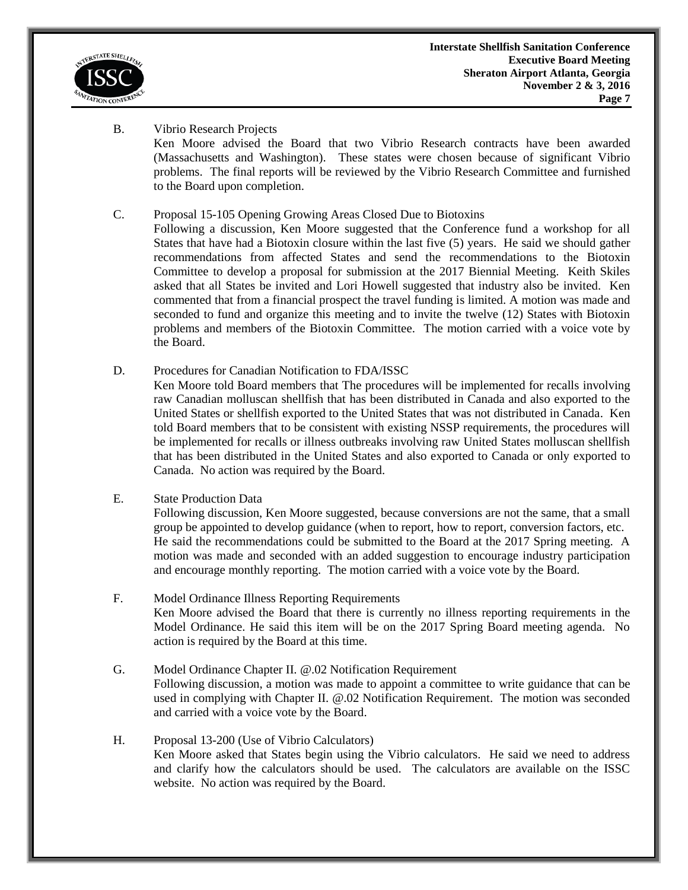B. Vibrio Research Projects

Ken Moore advised the Board that two Vibrio Research contracts have been awarded (Massachusetts and Washington). These states were chosen because of significant Vibrio problems. The final reports will be reviewed by the Vibrio Research Committee and furnished to the Board upon completion.

C. Proposal 15-105 Opening Growing Areas Closed Due to Biotoxins

Following a discussion, Ken Moore suggested that the Conference fund a workshop for all States that have had a Biotoxin closure within the last five (5) years. He said we should gather recommendations from affected States and send the recommendations to the Biotoxin Committee to develop a proposal for submission at the 2017 Biennial Meeting. Keith Skiles asked that all States be invited and Lori Howell suggested that industry also be invited. Ken commented that from a financial prospect the travel funding is limited. A motion was made and seconded to fund and organize this meeting and to invite the twelve (12) States with Biotoxin problems and members of the Biotoxin Committee. The motion carried with a voice vote by the Board.

D. Procedures for Canadian Notification to FDA/ISSC

Ken Moore told Board members that The procedures will be implemented for recalls involving raw Canadian molluscan shellfish that has been distributed in Canada and also exported to the United States or shellfish exported to the United States that was not distributed in Canada. Ken told Board members that to be consistent with existing NSSP requirements, the procedures will be implemented for recalls or illness outbreaks involving raw United States molluscan shellfish that has been distributed in the United States and also exported to Canada or only exported to Canada. No action was required by the Board.

E. State Production Data

Following discussion, Ken Moore suggested, because conversions are not the same, that a small group be appointed to develop guidance (when to report, how to report, conversion factors, etc. He said the recommendations could be submitted to the Board at the 2017 Spring meeting. A motion was made and seconded with an added suggestion to encourage industry participation and encourage monthly reporting. The motion carried with a voice vote by the Board.

F. Model Ordinance Illness Reporting Requirements

Ken Moore advised the Board that there is currently no illness reporting requirements in the Model Ordinance. He said this item will be on the 2017 Spring Board meeting agenda. No action is required by the Board at this time.

G. Model Ordinance Chapter II. @.02 Notification Requirement

Following discussion, a motion was made to appoint a committee to write guidance that can be used in complying with Chapter II. @.02 Notification Requirement. The motion was seconded and carried with a voice vote by the Board.

H. Proposal 13-200 (Use of Vibrio Calculators)

Ken Moore asked that States begin using the Vibrio calculators. He said we need to address and clarify how the calculators should be used. The calculators are available on the ISSC website. No action was required by the Board.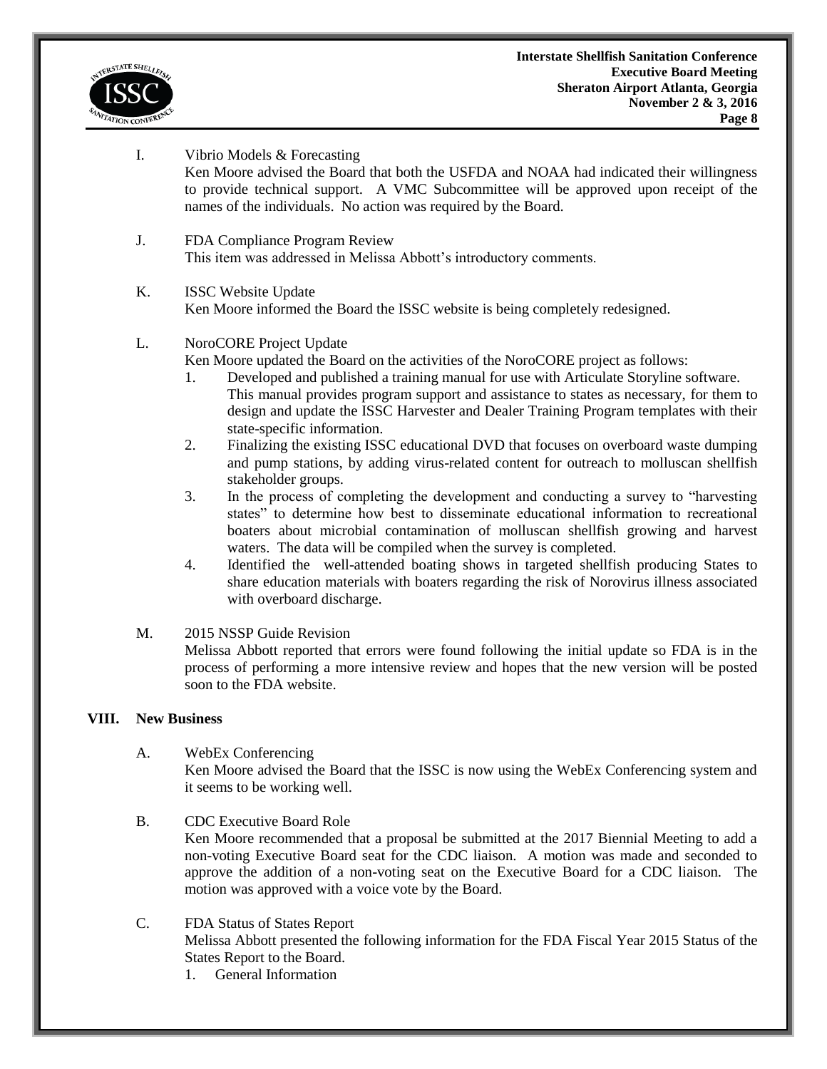I. Vibrio Models & Forecasting

Ken Moore advised the Board that both the USFDA and NOAA had indicated their willingness to provide technical support. A VMC Subcommittee will be approved upon receipt of the names of the individuals. No action was required by the Board.

J. FDA Compliance Program Review

This item was addressed in Melissa Abbott's introductory comments.

K. ISSC Website Update

Ken Moore informed the Board the ISSC website is being completely redesigned.

L. NoroCORE Project Update

Ken Moore updated the Board on the activities of the NoroCORE project as follows:

1. Developed and published a training manual for use with Articulate Storyline software. This manual provides program support and assistance to states as necessary, for them to design and update the ISSC Harvester and Dealer Training Program templates with their state-specific information.
2. Finalizing the existing ISSC educational DVD that focuses on overboard waste dumping and pump stations, by adding virus-related content for outreach to molluscan shellfish stakeholder groups.
3. In the process of completing the development and conducting a survey to "harvesting states" to determine how best to disseminate educational information to recreational boaters about microbial contamination of molluscan shellfish growing and harvest waters. The data will be compiled when the survey is completed.
4. Identified the well-attended boating shows in targeted shellfish producing States to share education materials with boaters regarding the risk of Norovirus illness associated with overboard discharge.

M. 2015 NSSP Guide Revision

Melissa Abbott reported that errors were found following the initial update so FDA is in the process of performing a more intensive review and hopes that the new version will be posted soon to the FDA website.

## VIII. New Business

A. WebEx Conferencing

Ken Moore advised the Board that the ISSC is now using the WebEx Conferencing system and it seems to be working well.

B. CDC Executive Board Role

Ken Moore recommended that a proposal be submitted at the 2017 Biennial Meeting to add a non-voting Executive Board seat for the CDC liaison. A motion was made and seconded to approve the addition of a non-voting seat on the Executive Board for a CDC liaison. The motion was approved with a voice vote by the Board.

C. FDA Status of States Report

Melissa Abbott presented the following information for the FDA Fiscal Year 2015 Status of the States Report to the Board.

1. General Information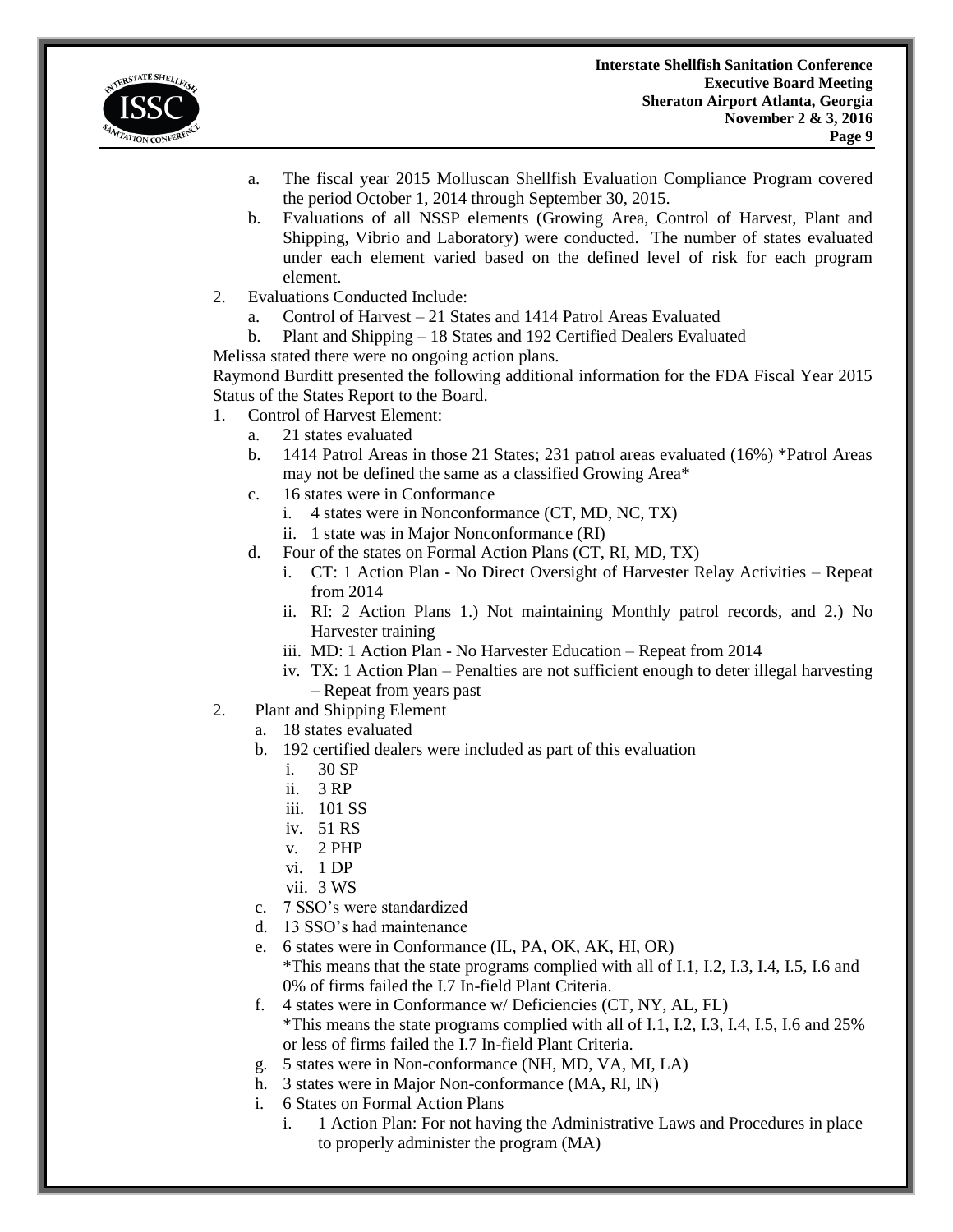a. The fiscal year 2015 Molluscan Shellfish Evaluation Compliance Program covered the period October 1, 2014 through September 30, 2015.
b. Evaluations of all NSSP elements (Growing Area, Control of Harvest, Plant and Shipping, Vibrio and Laboratory) were conducted. The number of states evaluated under each element varied based on the defined level of risk for each program element.

2. Evaluations Conducted Include:
   a. Control of Harvest – 21 States and 1414 Patrol Areas Evaluated
   b. Plant and Shipping – 18 States and 192 Certified Dealers Evaluated

Melissa stated there were no ongoing action plans.

Raymond Burditt presented the following additional information for the FDA Fiscal Year 2015 Status of the States Report to the Board.

1. Control of Harvest Element:
   a. 21 states evaluated
   b. 1414 Patrol Areas in those 21 States; 231 patrol areas evaluated (16%) *Patrol Areas may not be defined the same as a classified Growing Area*
   c. 16 states were in Conformance
      i. 4 states were in Nonconformance (CT, MD, NC, TX)
      ii. 1 state was in Major Nonconformance (RI)
   d. Four of the states on Formal Action Plans (CT, RI, MD, TX)
      i. CT: 1 Action Plan - No Direct Oversight of Harvester Relay Activities – Repeat from 2014
      ii. RI: 2 Action Plans 1.) Not maintaining Monthly patrol records, and 2.) No Harvester training
      iii. MD: 1 Action Plan - No Harvester Education – Repeat from 2014
      iv. TX: 1 Action Plan – Penalties are not sufficient enough to deter illegal harvesting – Repeat from years past
2. Plant and Shipping Element
   a. 18 states evaluated
   b. 192 certified dealers were included as part of this evaluation
      i. 30 SP
      ii. 3 RP
      iii. 101 SS
      iv. 51 RS
      v. 2 PHP
      vi. 1 DP
      vii. 3 WS
   c. 7 SSO's were standardized
   d. 13 SSO's had maintenance
   e. 6 states were in Conformance (IL, PA, OK, AK, HI, OR)
      *This means that the state programs complied with all of I.1, I.2, I.3, I.4, I.5, I.6 and 0% of firms failed the I.7 In-field Plant Criteria.
   f. 4 states were in Conformance w/ Deficiencies (CT, NY, AL, FL)
      *This means the state programs complied with all of I.1, I.2, I.3, I.4, I.5, I.6 and 25% or less of firms failed the I.7 In-field Plant Criteria.
   g. 5 states were in Non-conformance (NH, MD, VA, MI, LA)
   h. 3 states were in Major Non-conformance (MA, RI, IN)
   i. 6 States on Formal Action Plans
      i. 1 Action Plan: For not having the Administrative Laws and Procedures in place to properly administer the program (MA)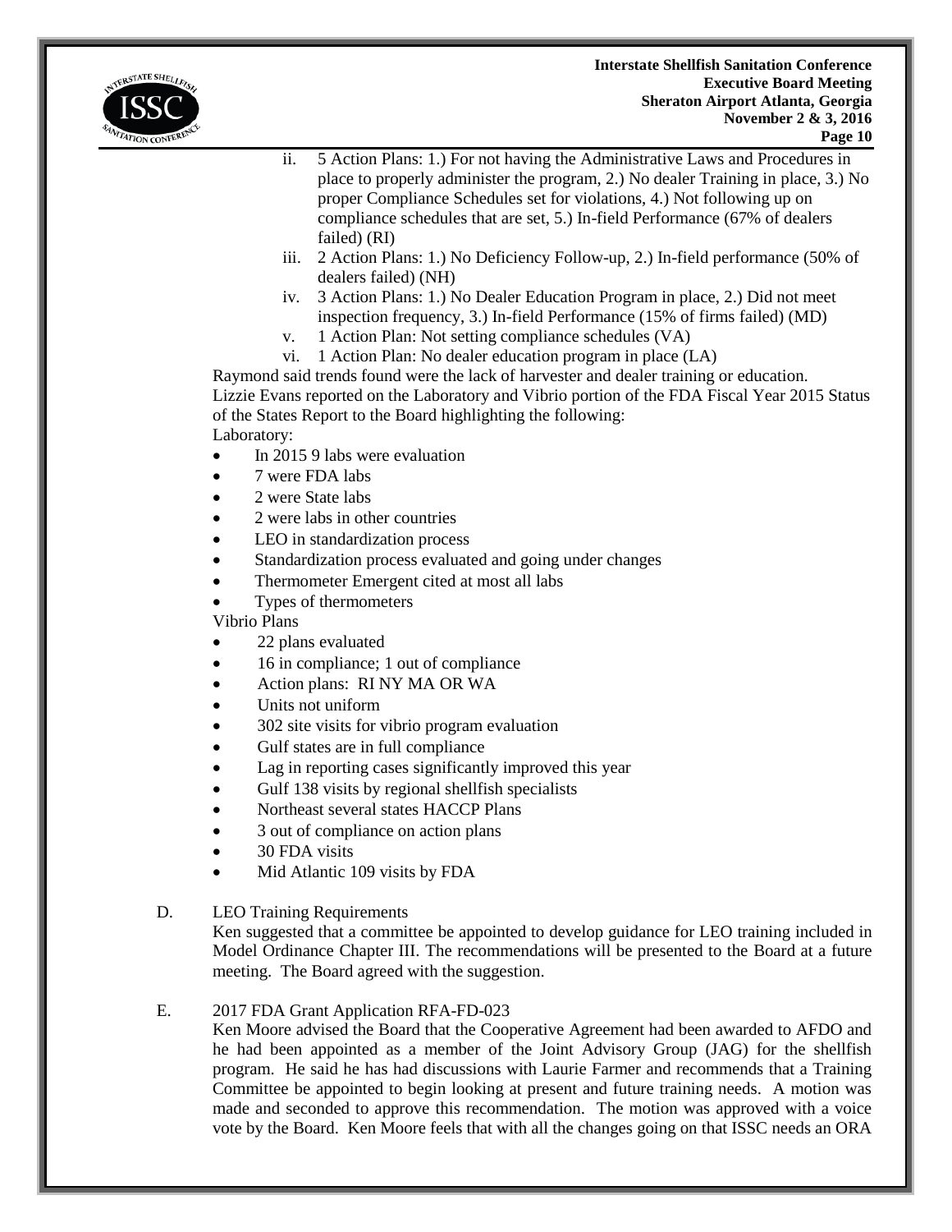ii. 5 Action Plans: 1.) For not having the Administrative Laws and Procedures in place to properly administer the program, 2.) No dealer Training in place, 3.) No proper Compliance Schedules set for violations, 4.) Not following up on compliance schedules that are set, 5.) In-field Performance (67% of dealers failed) (RI)

iii. 2 Action Plans: 1.) No Deficiency Follow-up, 2.) In-field performance (50% of dealers failed) (NH)

iv. 3 Action Plans: 1.) No Dealer Education Program in place, 2.) Did not meet inspection frequency, 3.) In-field Performance (15% of firms failed) (MD)

v. 1 Action Plan: Not setting compliance schedules (VA)

vi. 1 Action Plan: No dealer education program in place (LA)

Raymond said trends found were the lack of harvester and dealer training or education.

Lizzie Evans reported on the Laboratory and Vibrio portion of the FDA Fiscal Year 2015 Status of the States Report to the Board highlighting the following:

Laboratory:

- In 2015 9 labs were evaluation
- 7 were FDA labs
- 2 were State labs
- 2 were labs in other countries
- LEO in standardization process
- Standardization process evaluated and going under changes
- Thermometer Emergent cited at most all labs
- Types of thermometers

Vibrio Plans

- 22 plans evaluated
- 16 in compliance; 1 out of compliance
- Action plans: RI NY MA OR WA
- Units not uniform
- 302 site visits for vibrio program evaluation
- Gulf states are in full compliance
- Lag in reporting cases significantly improved this year
- Gulf 138 visits by regional shellfish specialists
- Northeast several states HACCP Plans
- 3 out of compliance on action plans
- 30 FDA visits
- Mid Atlantic 109 visits by FDA

D. LEO Training Requirements

Ken suggested that a committee be appointed to develop guidance for LEO training included in Model Ordinance Chapter III. The recommendations will be presented to the Board at a future meeting. The Board agreed with the suggestion.

E. 2017 FDA Grant Application RFA-FD-023

Ken Moore advised the Board that the Cooperative Agreement had been awarded to AFDO and he had been appointed as a member of the Joint Advisory Group (JAG) for the shellfish program. He said he has had discussions with Laurie Farmer and recommends that a Training Committee be appointed to begin looking at present and future training needs. A motion was made and seconded to approve this recommendation. The motion was approved with a voice vote by the Board. Ken Moore feels that with all the changes going on that ISSC needs an ORA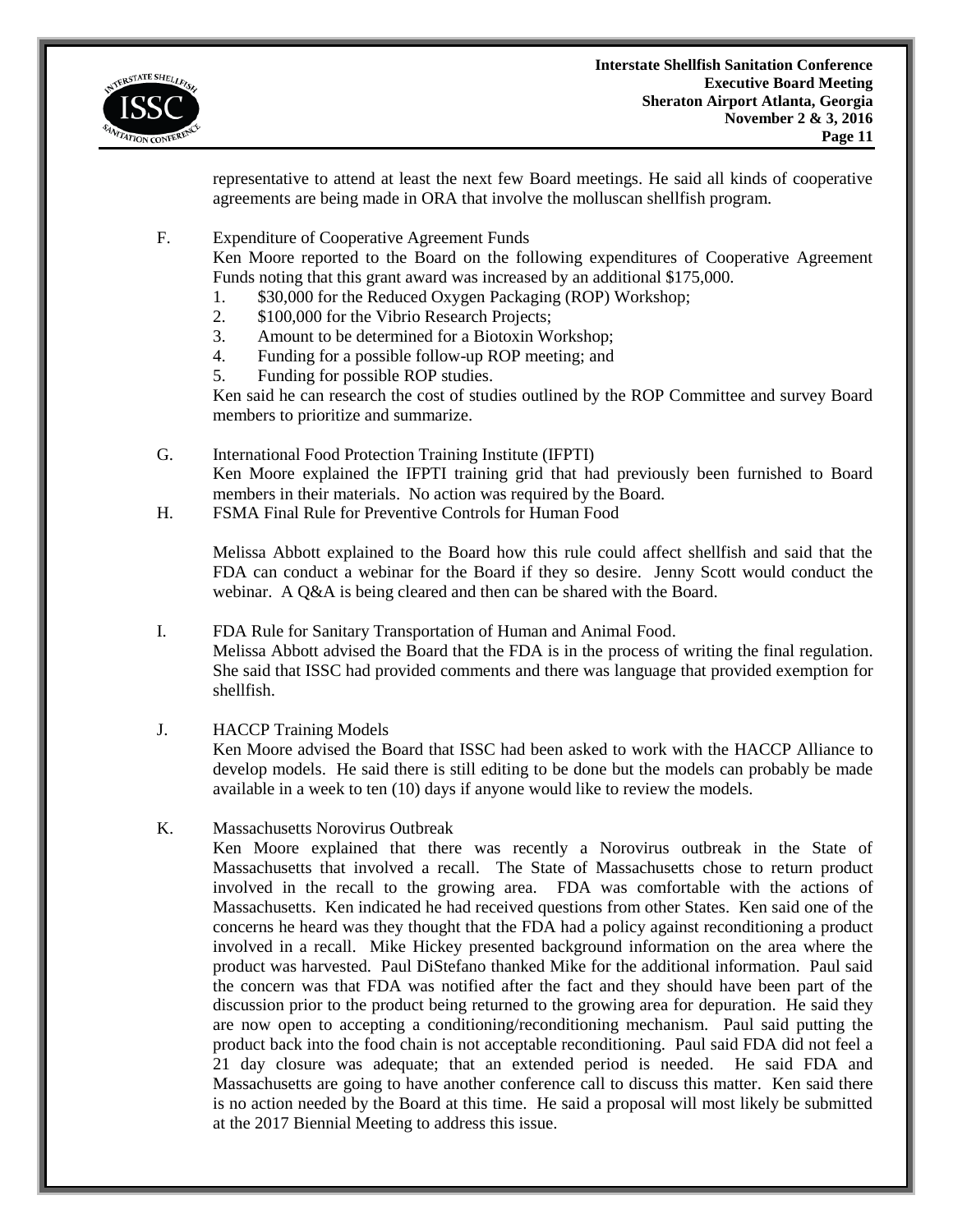representative to attend at least the next few Board meetings. He said all kinds of cooperative agreements are being made in ORA that involve the molluscan shellfish program.

F. Expenditure of Cooperative Agreement Funds

Ken Moore reported to the Board on the following expenditures of Cooperative Agreement Funds noting that this grant award was increased by an additional $175,000.

1. $30,000 for the Reduced Oxygen Packaging (ROP) Workshop;
2. $100,000 for the Vibrio Research Projects;
3. Amount to be determined for a Biotoxin Workshop;
4. Funding for a possible follow-up ROP meeting; and
5. Funding for possible ROP studies.

Ken said he can research the cost of studies outlined by the ROP Committee and survey Board members to prioritize and summarize.

G. International Food Protection Training Institute (IFPTI)

Ken Moore explained the IFPTI training grid that had previously been furnished to Board members in their materials. No action was required by the Board.

H. FSMA Final Rule for Preventive Controls for Human Food

Melissa Abbott explained to the Board how this rule could affect shellfish and said that the FDA can conduct a webinar for the Board if they so desire. Jenny Scott would conduct the webinar. A Q&A is being cleared and then can be shared with the Board.

I. FDA Rule for Sanitary Transportation of Human and Animal Food.

Melissa Abbott advised the Board that the FDA is in the process of writing the final regulation. She said that ISSC had provided comments and there was language that provided exemption for shellfish.

J. HACCP Training Models

Ken Moore advised the Board that ISSC had been asked to work with the HACCP Alliance to develop models. He said there is still editing to be done but the models can probably be made available in a week to ten (10) days if anyone would like to review the models.

K. Massachusetts Norovirus Outbreak

Ken Moore explained that there was recently a Norovirus outbreak in the State of Massachusetts that involved a recall. The State of Massachusetts chose to return product involved in the recall to the growing area. FDA was comfortable with the actions of Massachusetts. Ken indicated he had received questions from other States. Ken said one of the concerns he heard was they thought that the FDA had a policy against reconditioning a product involved in a recall. Mike Hickey presented background information on the area where the product was harvested. Paul DiStefano thanked Mike for the additional information. Paul said the concern was that FDA was notified after the fact and they should have been part of the discussion prior to the product being returned to the growing area for depuration. He said they are now open to accepting a conditioning/reconditioning mechanism. Paul said putting the product back into the food chain is not acceptable reconditioning. Paul said FDA did not feel a 21 day closure was adequate; that an extended period is needed. He said FDA and Massachusetts are going to have another conference call to discuss this matter. Ken said there is no action needed by the Board at this time. He said a proposal will most likely be submitted at the 2017 Biennial Meeting to address this issue.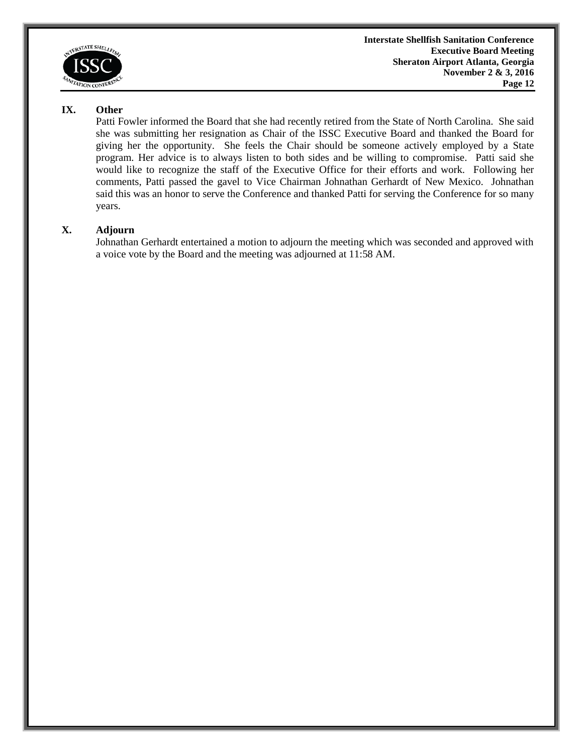## IX. Other

Patti Fowler informed the Board that she had recently retired from the State of North Carolina. She said she was submitting her resignation as Chair of the ISSC Executive Board and thanked the Board for giving her the opportunity. She feels the Chair should be someone actively employed by a State program. Her advice is to always listen to both sides and be willing to compromise. Patti said she would like to recognize the staff of the Executive Office for their efforts and work. Following her comments, Patti passed the gavel to Vice Chairman Johnathan Gerhardt of New Mexico. Johnathan said this was an honor to serve the Conference and thanked Patti for serving the Conference for so many years.

## X. Adjourn

Johnathan Gerhardt entertained a motion to adjourn the meeting which was seconded and approved with a voice vote by the Board and the meeting was adjourned at 11:58 AM.